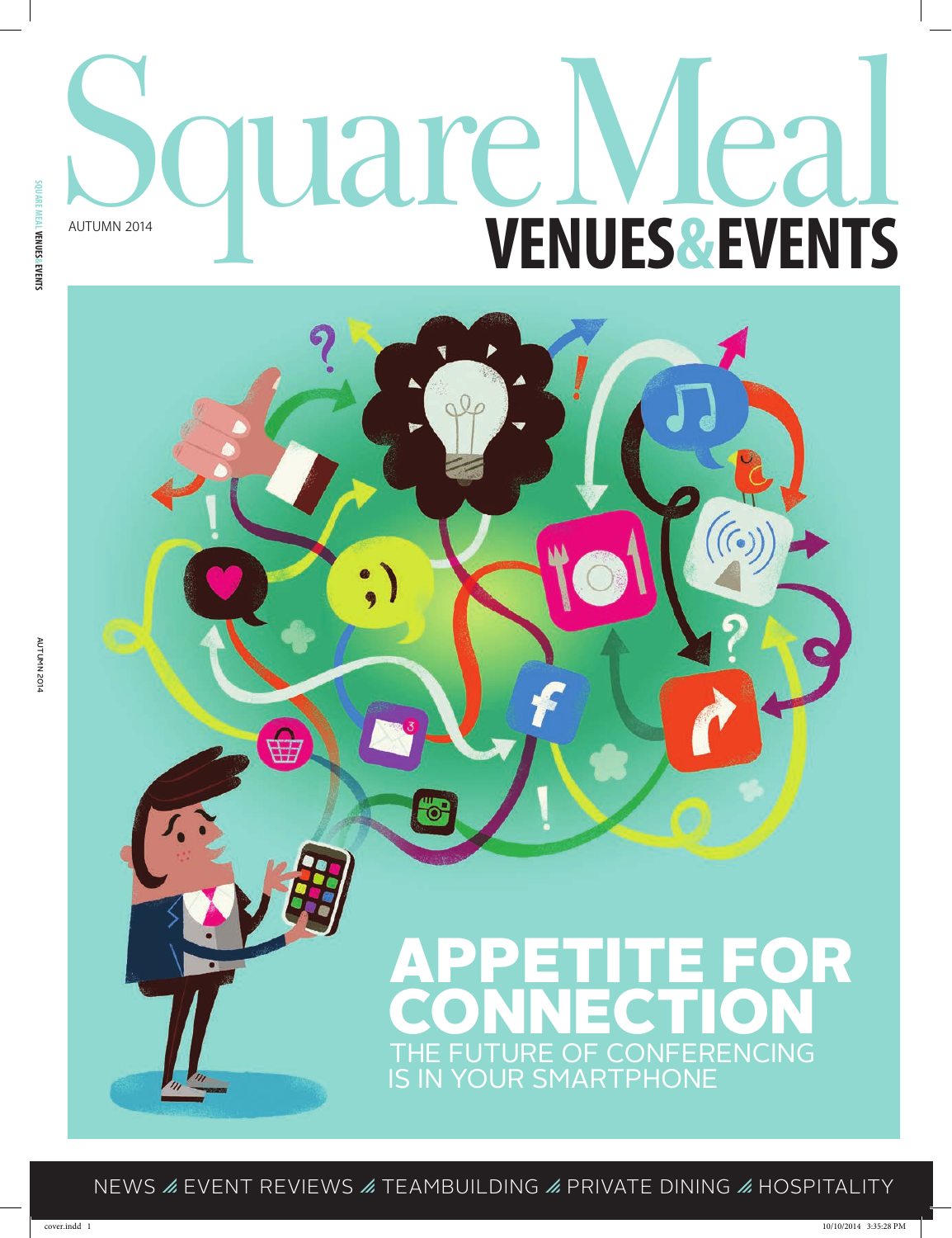# Square Meal

AUTUMN 2014

## VENUES & EVENTS

# APPETITE FOR CONNECTION

THE FUTURE OF CONFERENCING IS IN YOUR SMARTPHONE

NEWS / EVENT REVIEWS / TEAMBUILDING / PRIVATE DINING / HOSPITALITY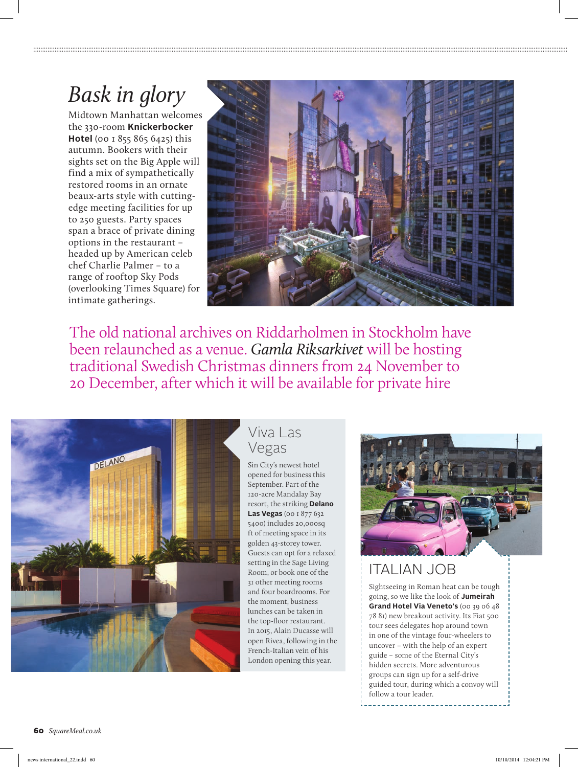## *Bask in glory*

Midtown Manhattan welcomes the 330-room **Knickerbocker Hotel** (00 1 855 865 6425) this autumn. Bookers with their sights set on the Big Apple will find a mix of sympathetically restored rooms in an ornate beaux-arts style with cutting-edge meeting facilities for up to 250 guests. Party spaces span a brace of private dining options in the restaurant – headed up by American celeb chef Charlie Palmer – to a range of rooftop Sky Pods (overlooking Times Square) for intimate gatherings.

The old national archives on Riddarholmen in Stockholm have been relaunched as a venue. *Gamla Riksarkivet* will be hosting traditional Swedish Christmas dinners from 24 November to 20 December, after which it will be available for private hire

## Viva Las Vegas

Sin City's newest hotel opened for business this September. Part of the 120-acre Mandalay Bay resort, the striking **Delano Las Vegas** (00 1 877 632 5400) includes 20,000sq ft of meeting space in its golden 43-storey tower. Guests can opt for a relaxed setting in the Sage Living Room, or book one of the 31 other meeting rooms and four boardrooms. For the moment, business lunches can be taken in the top-floor restaurant. In 2015, Alain Ducasse will open Rivea, following in the French-Italian vein of his London opening this year.

## ITALIAN JOB

Sightseeing in Roman heat can be tough going, so we like the look of **Jumeirah Grand Hotel Via Veneto's** (00 39 06 48 78 81) new breakout activity. Its Fiat 500 tour sees delegates hop around town in one of the vintage four-wheelers to uncover – with the help of an expert guide – some of the Eternal City's hidden secrets. More adventurous groups can sign up for a self-drive guided tour, during which a convoy will follow a tour leader.